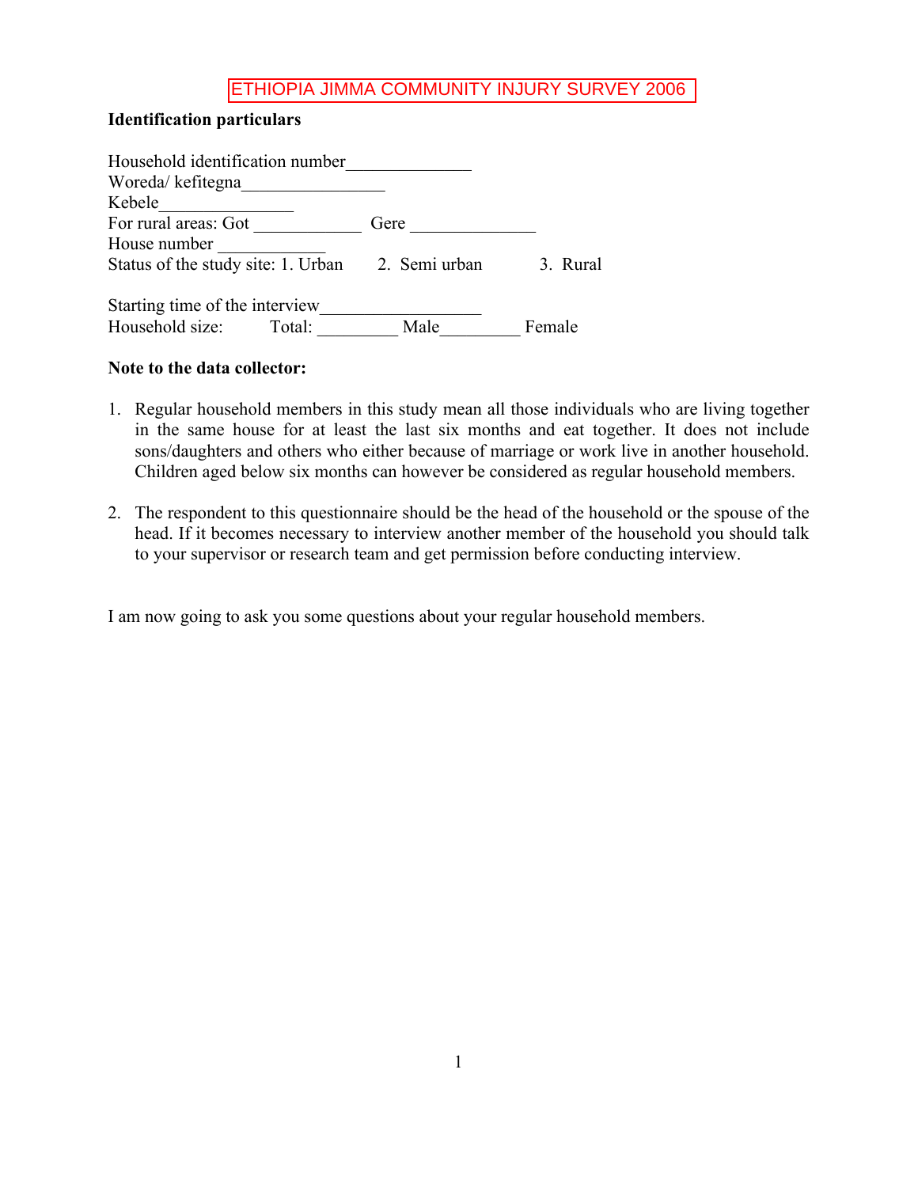# ETHIOPIA JIMMA COMMUNITY INJURY SURVEY 2006

**Identification particulars**

Household identification number______________
Woreda/ kefitegna________________
Kebele_______________
For rural areas: Got ____________ Gere ______________
House number ____________
Status of the study site: 1. Urban 2. Semi urban 3. Rural

Starting time of the interview__________________
Household size: Total: _________ Male_________ Female

**Note to the data collector:**

1. Regular household members in this study mean all those individuals who are living together in the same house for at least the last six months and eat together. It does not include sons/daughters and others who either because of marriage or work live in another household. Children aged below six months can however be considered as regular household members.

2. The respondent to this questionnaire should be the head of the household or the spouse of the head. If it becomes necessary to interview another member of the household you should talk to your supervisor or research team and get permission before conducting interview.

I am now going to ask you some questions about your regular household members.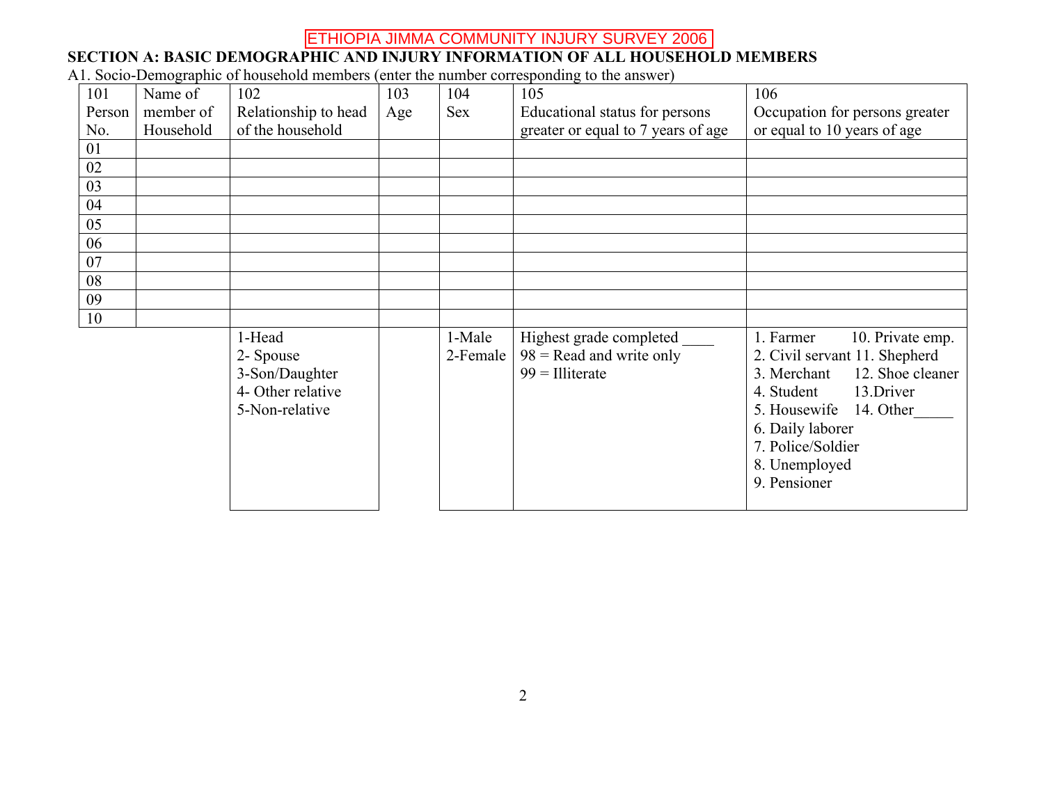ETHIOPIA JIMMA COMMUNITY INJURY SURVEY 2006

**SECTION A: BASIC DEMOGRAPHIC AND INJURY INFORMATION OF ALL HOUSEHOLD MEMBERS**

A1. Socio-Demographic of household members (enter the number corresponding to the answer)

| 101 Person No. | Name of member of Household | 102 Relationship to head of the household | 103 Age | 104 Sex | 105 Educational status for persons greater or equal to 7 years of age | 106 Occupation for persons greater or equal to 10 years of age |
|---|---|---|---|---|---|---|
| 01 | | | | | | |
| 02 | | | | | | |
| 03 | | | | | | |
| 04 | | | | | | |
| 05 | | | | | | |
| 06 | | | | | | |
| 07 | | | | | | |
| 08 | | | | | | |
| 09 | | | | | | |
| 10 | | | | | | |
| | | 1-Head<br>2- Spouse<br>3-Son/Daughter<br>4- Other relative<br>5-Non-relative | | 1-Male<br>2-Female | Highest grade completed ____<br>98 = Read and write only<br>99 = Illiterate | 1. Farmer<br>2. Civil servant<br>3. Merchant<br>4. Student<br>5. Housewife<br>6. Daily laborer<br>7. Police/Soldier<br>8. Unemployed<br>9. Pensioner<br>10. Private emp.<br>11. Shepherd<br>12. Shoe cleaner<br>13.Driver<br>14. Other_____ |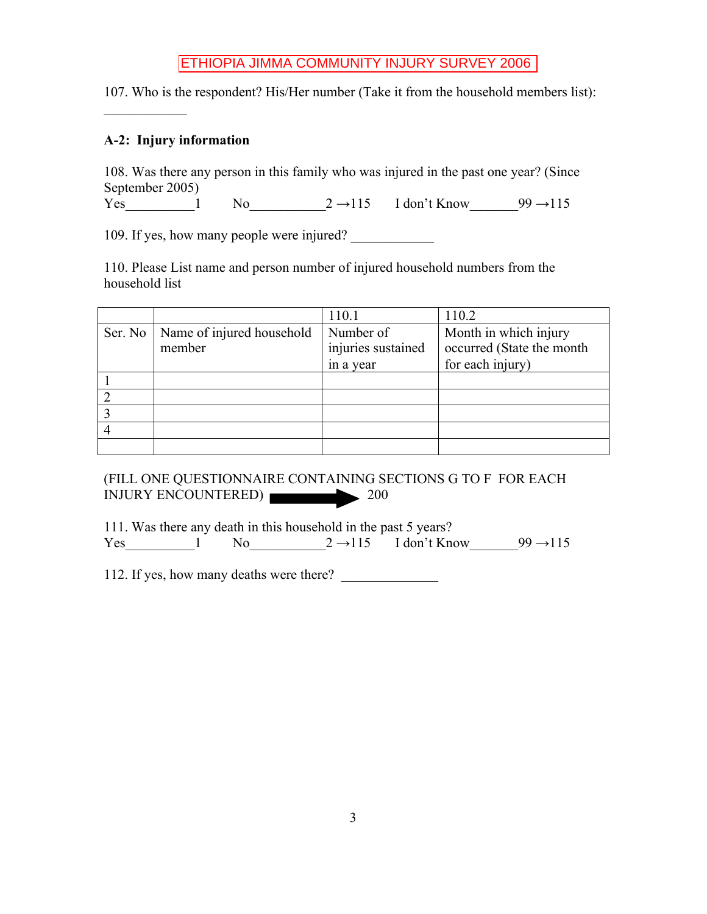ETHIOPIA JIMMA COMMUNITY INJURY SURVEY 2006

107. Who is the respondent? His/Her number (Take it from the household members list): ____________

### A-2: Injury information

108. Was there any person in this family who was injured in the past one year? (Since September 2005)
Yes__________1 No___________2 →115 I don't Know_______99 →115

109. If yes, how many people were injured? ____________

110. Please List name and person number of injured household numbers from the household list

| | | 110.1 | 110.2 |
|---|---|---|---|
| Ser. No | Name of injured household member | Number of injuries sustained in a year | Month in which injury occurred (State the month for each injury) |
| 1 | | | |
| 2 | | | |
| 3 | | | |
| 4 | | | |
| | | | |

(FILL ONE QUESTIONNAIRE CONTAINING SECTIONS G TO F FOR EACH INJURY ENCOUNTERED) → 200

111. Was there any death in this household in the past 5 years?
Yes__________1 No___________2 →115 I don't Know_______99 →115

112. If yes, how many deaths were there? ______________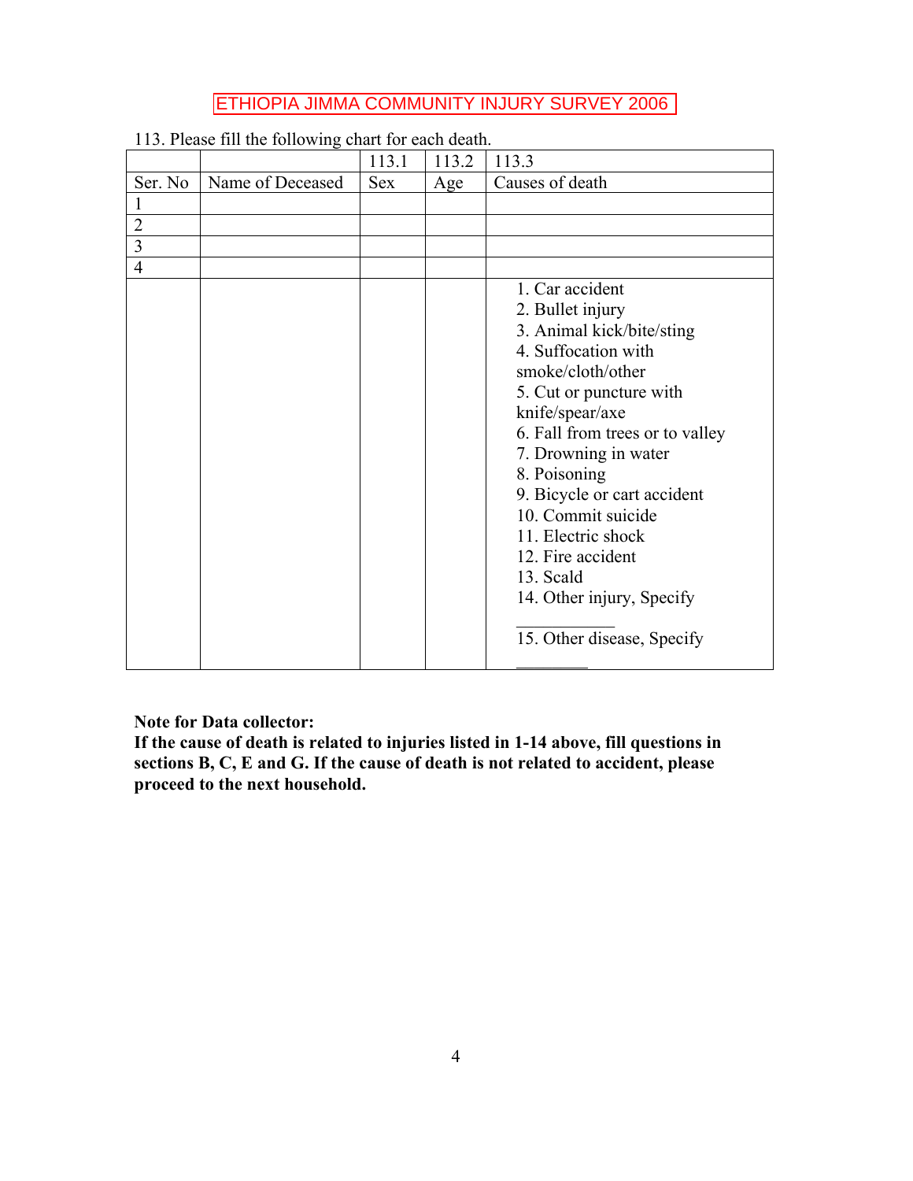ETHIOPIA JIMMA COMMUNITY INJURY SURVEY 2006

113. Please fill the following chart for each death.

| | | 113.1 | 113.2 | 113.3 |
|---|---|---|---|---|
| Ser. No | Name of Deceased | Sex | Age | Causes of death |
| 1 | | | | |
| 2 | | | | |
| 3 | | | | |
| 4 | | | | |
| | | | | 1. Car accident<br>2. Bullet injury<br>3. Animal kick/bite/sting<br>4. Suffocation with smoke/cloth/other<br>5. Cut or puncture with knife/spear/axe<br>6. Fall from trees or to valley<br>7. Drowning in water<br>8. Poisoning<br>9. Bicycle or cart accident<br>10. Commit suicide<br>11. Electric shock<br>12. Fire accident<br>13. Scald<br>14. Other injury, Specify ___________<br>15. Other disease, Specify ________ |

**Note for Data collector:**
**If the cause of death is related to injuries listed in 1-14 above, fill questions in sections B, C, E and G. If the cause of death is not related to accident, please proceed to the next household.**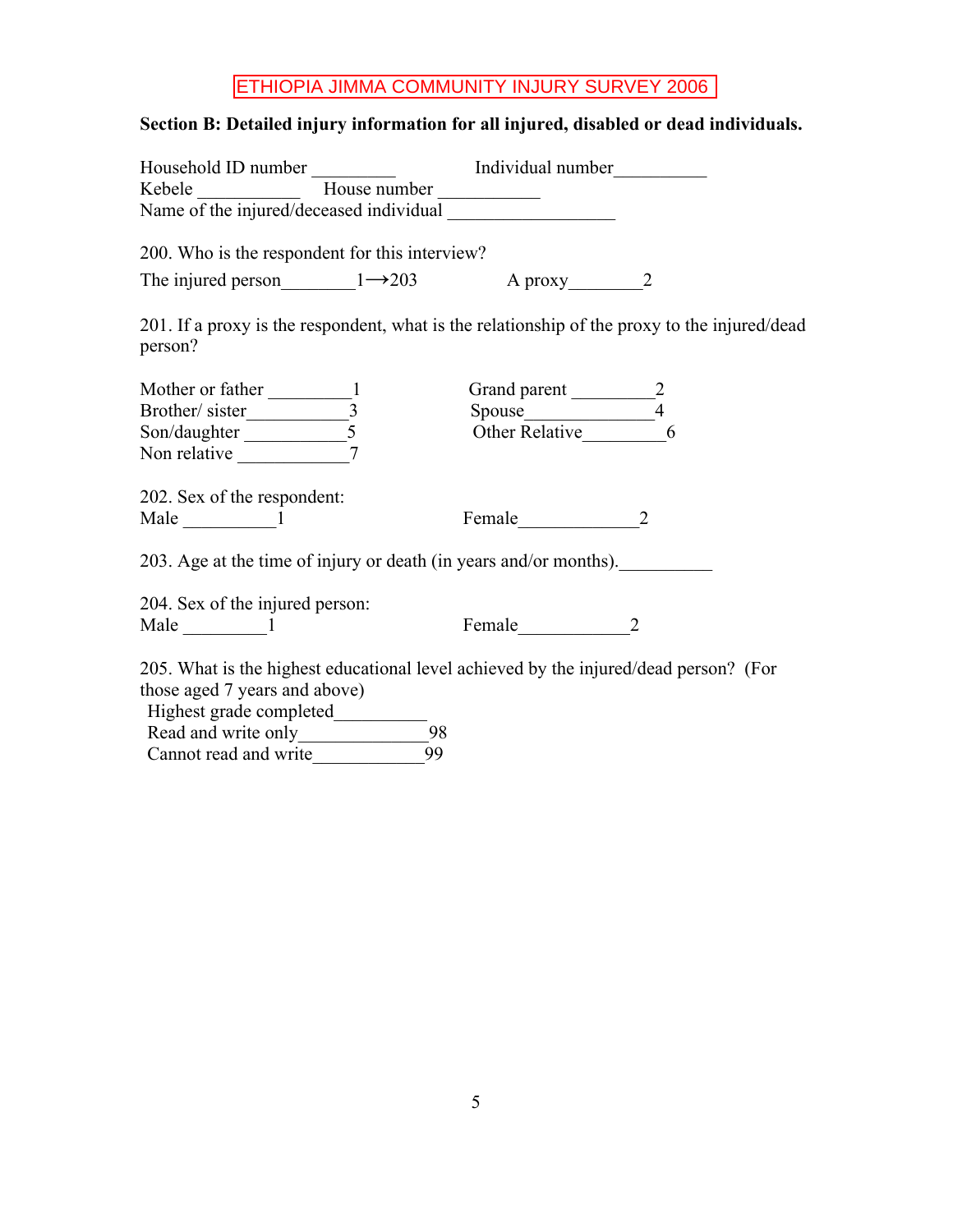ETHIOPIA JIMMA COMMUNITY INJURY SURVEY 2006

**Section B: Detailed injury information for all injured, disabled or dead individuals.**

Household ID number _________ Individual number__________
Kebele ___________ House number ___________
Name of the injured/deceased individual __________________

200. Who is the respondent for this interview?

The injured person________1→203 A proxy________2

201. If a proxy is the respondent, what is the relationship of the proxy to the injured/dead person?

Mother or father _________1 Grand parent _________2
Brother/ sister___________3 Spouse_____________4
Son/daughter ___________5 Other Relative_________6
Non relative ____________7

202. Sex of the respondent:
Male __________1 Female_____________2

203. Age at the time of injury or death (in years and/or months).__________

204. Sex of the injured person:
Male _________1 Female____________2

205. What is the highest educational level achieved by the injured/dead person? (For those aged 7 years and above)
Highest grade completed__________
Read and write only_______________98
Cannot read and write_____________99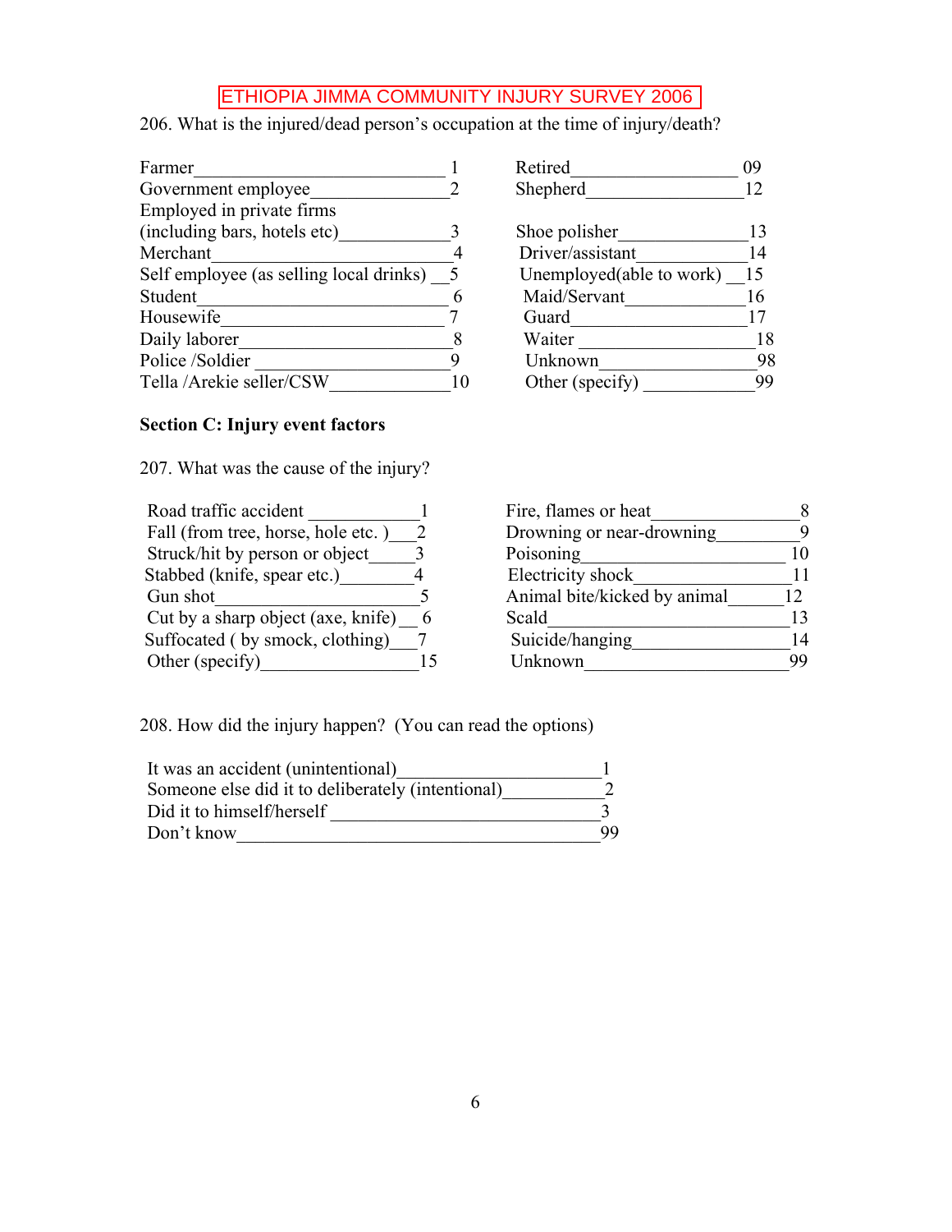ETHIOPIA JIMMA COMMUNITY INJURY SURVEY 2006

206. What is the injured/dead person's occupation at the time of injury/death?

| Occupation | Code |
|---|---|
| Farmer | 1 |
| Government employee | 2 |
| Employed in private firms (including bars, hotels etc) | 3 |
| Merchant | 4 |
| Self employee (as selling local drinks) | 5 |
| Student | 6 |
| Housewife | 7 |
| Daily laborer | 8 |
| Police /Soldier | 9 |
| Tella /Arekie seller/CSW | 10 |
| Retired | 09 |
| Shepherd | 12 |
| Shoe polisher | 13 |
| Driver/assistant | 14 |
| Unemployed(able to work) | 15 |
| Maid/Servant | 16 |
| Guard | 17 |
| Waiter | 18 |
| Unknown | 98 |
| Other (specify) | 99 |

**Section C: Injury event factors**

207. What was the cause of the injury?

| Cause | Code |
|---|---|
| Road traffic accident | 1 |
| Fall (from tree, horse, hole etc. ) | 2 |
| Struck/hit by person or object | 3 |
| Stabbed (knife, spear etc.) | 4 |
| Gun shot | 5 |
| Cut by a sharp object (axe, knife) | 6 |
| Suffocated ( by smock, clothing) | 7 |
| Other (specify) | 15 |
| Fire, flames or heat | 8 |
| Drowning or near-drowning | 9 |
| Poisoning | 10 |
| Electricity shock | 11 |
| Animal bite/kicked by animal | 12 |
| Scald | 13 |
| Suicide/hanging | 14 |
| Unknown | 99 |

208. How did the injury happen? (You can read the options)

| Response | Code |
|---|---|
| It was an accident (unintentional) | 1 |
| Someone else did it to deliberately (intentional) | 2 |
| Did it to himself/herself | 3 |
| Don't know | 99 |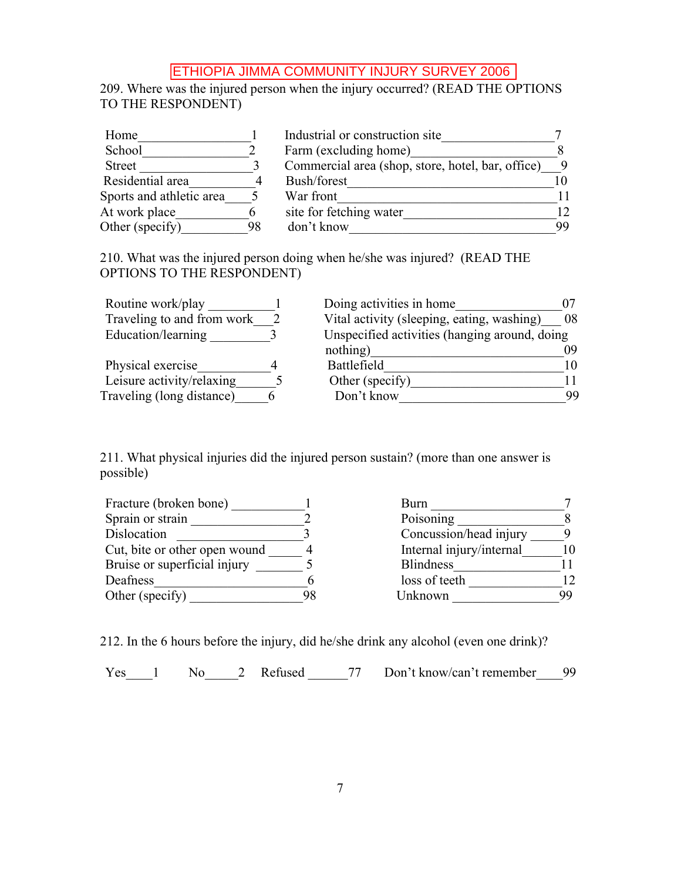ETHIOPIA JIMMA COMMUNITY INJURY SURVEY 2006

209. Where was the injured person when the injury occurred? (READ THE OPTIONS TO THE RESPONDENT)

| | | | |
|---|---|---|---|
| Home | 1 | Industrial or construction site | 7 |
| School | 2 | Farm (excluding home) | 8 |
| Street | 3 | Commercial area (shop, store, hotel, bar, office) | 9 |
| Residential area | 4 | Bush/forest | 10 |
| Sports and athletic area | 5 | War front | 11 |
| At work place | 6 | site for fetching water | 12 |
| Other (specify) | 98 | don't know | 99 |

210. What was the injured person doing when he/she was injured? (READ THE OPTIONS TO THE RESPONDENT)

| | | | |
|---|---|---|---|
| Routine work/play | 1 | Doing activities in home | 07 |
| Traveling to and from work | 2 | Vital activity (sleeping, eating, washing) | 08 |
| Education/learning | 3 | Unspecified activities (hanging around, doing nothing) | 09 |
| Physical exercise | 4 | Battlefield | 10 |
| Leisure activity/relaxing | 5 | Other (specify) | 11 |
| Traveling (long distance) | 6 | Don't know | 99 |

211. What physical injuries did the injured person sustain? (more than one answer is possible)

| | | | |
|---|---|---|---|
| Fracture (broken bone) | 1 | Burn | 7 |
| Sprain or strain | 2 | Poisoning | 8 |
| Dislocation | 3 | Concussion/head injury | 9 |
| Cut, bite or other open wound | 4 | Internal injury/internal | 10 |
| Bruise or superficial injury | 5 | Blindness | 11 |
| Deafness | 6 | loss of teeth | 12 |
| Other (specify) | 98 | Unknown | 99 |

212. In the 6 hours before the injury, did he/she drink any alcohol (even one drink)?

Yes____1   No_____2   Refused ______77   Don't know/can't remember____99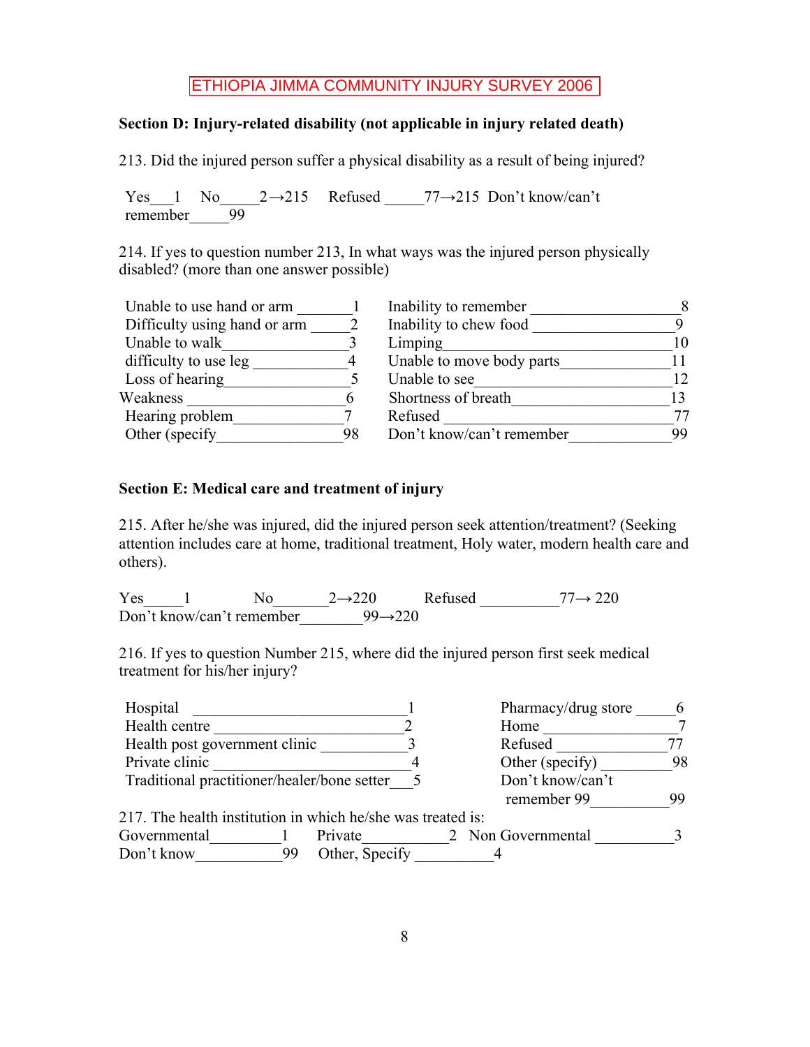ETHIOPIA JIMMA COMMUNITY INJURY SURVEY 2006

**Section D: Injury-related disability (not applicable in injury related death)**

213. Did the injured person suffer a physical disability as a result of being injured?

Yes___1 No_____2→215 Refused _____77→215 Don't know/can't remember_____99

214. If yes to question number 213, In what ways was the injured person physically disabled? (more than one answer possible)

| | | | |
|---|---|---|---|
| Unable to use hand or arm | 1 | Inability to remember | 8 |
| Difficulty using hand or arm | 2 | Inability to chew food | 9 |
| Unable to walk | 3 | Limping | 10 |
| difficulty to use leg | 4 | Unable to move body parts | 11 |
| Loss of hearing | 5 | Unable to see | 12 |
| Weakness | 6 | Shortness of breath | 13 |
| Hearing problem | 7 | Refused | 77 |
| Other (specify | 98 | Don't know/can't remember | 99 |

**Section E: Medical care and treatment of injury**

215. After he/she was injured, did the injured person seek attention/treatment? (Seeking attention includes care at home, traditional treatment, Holy water, modern health care and others).

Yes_____1 No_______2→220 Refused __________77→ 220
Don't know/can't remember________99→220

216. If yes to question Number 215, where did the injured person first seek medical treatment for his/her injury?

| | | | |
|---|---|---|---|
| Hospital | 1 | Pharmacy/drug store | 6 |
| Health centre | 2 | Home | 7 |
| Health post government clinic | 3 | Refused | 77 |
| Private clinic | 4 | Other (specify) | 98 |
| Traditional practitioner/healer/bone setter | 5 | Don't know/can't remember 99 | 99 |

217. The health institution in which he/she was treated is:
Governmental_________1 Private___________2 Non Governmental __________3
Don't know____________99 Other, Specify __________4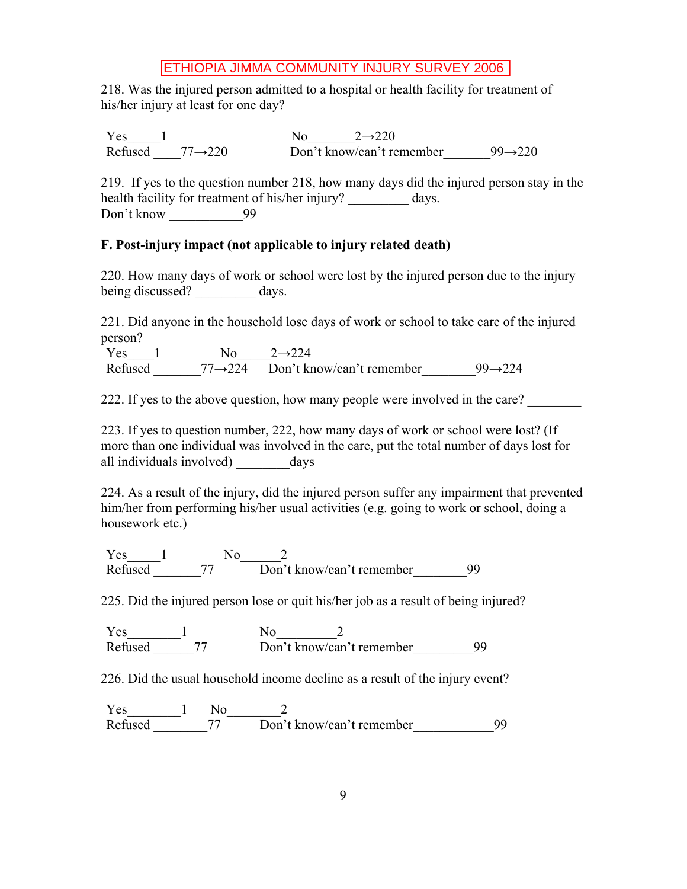ETHIOPIA JIMMA COMMUNITY INJURY SURVEY 2006

218. Was the injured person admitted to a hospital or health facility for treatment of his/her injury at least for one day?

Yes_____1 No_______2→220
Refused ____77→220 Don't know/can't remember_______99→220

219. If yes to the question number 218, how many days did the injured person stay in the health facility for treatment of his/her injury? _________ days.
Don't know ___________99

**F. Post-injury impact (not applicable to injury related death)**

220. How many days of work or school were lost by the injured person due to the injury being discussed? _________ days.

221. Did anyone in the household lose days of work or school to take care of the injured person?
Yes____1 No_____2→224
Refused _______77→224 Don't know/can't remember________99→224

222. If yes to the above question, how many people were involved in the care? ________

223. If yes to question number, 222, how many days of work or school were lost? (If more than one individual was involved in the care, put the total number of days lost for all individuals involved) ________days

224. As a result of the injury, did the injured person suffer any impairment that prevented him/her from performing his/her usual activities (e.g. going to work or school, doing a housework etc.)

Yes_____1 No______2
Refused _______77 Don't know/can't remember________99

225. Did the injured person lose or quit his/her job as a result of being injured?

Yes________1 No_________2
Refused ______77 Don't know/can't remember_________99

226. Did the usual household income decline as a result of the injury event?

Yes________1 No________2
Refused ________77 Don't know/can't remember____________99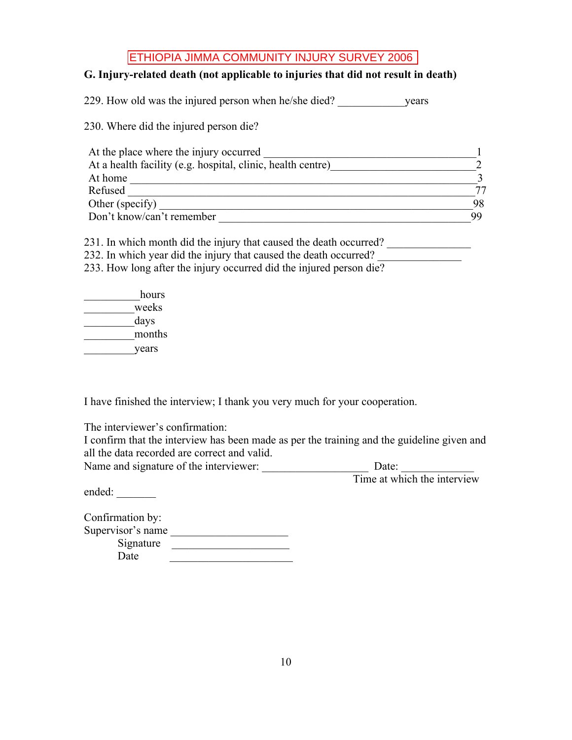ETHIOPIA JIMMA COMMUNITY INJURY SURVEY 2006

**G. Injury-related death (not applicable to injuries that did not result in death)**

229. How old was the injured person when he/she died? ____________years

230. Where did the injured person die?

| | |
|---|---|
| At the place where the injury occurred | 1 |
| At a health facility (e.g. hospital, clinic, health centre) | 2 |
| At home | 3 |
| Refused | 77 |
| Other (specify) | 98 |
| Don't know/can't remember | 99 |

231. In which month did the injury that caused the death occurred? _______________
232. In which year did the injury that caused the death occurred? _______________
233. How long after the injury occurred did the injured person die?

__________hours
_________weeks
_________days
_________months
_________years

I have finished the interview; I thank you very much for your cooperation.

The interviewer's confirmation:
I confirm that the interview has been made as per the training and the guideline given and all the data recorded are correct and valid.
Name and signature of the interviewer: ___________________ Date: _____________
Time at which the interview ended: _______

Confirmation by:
Supervisor's name _____________________
Signature _____________________
Date ______________________